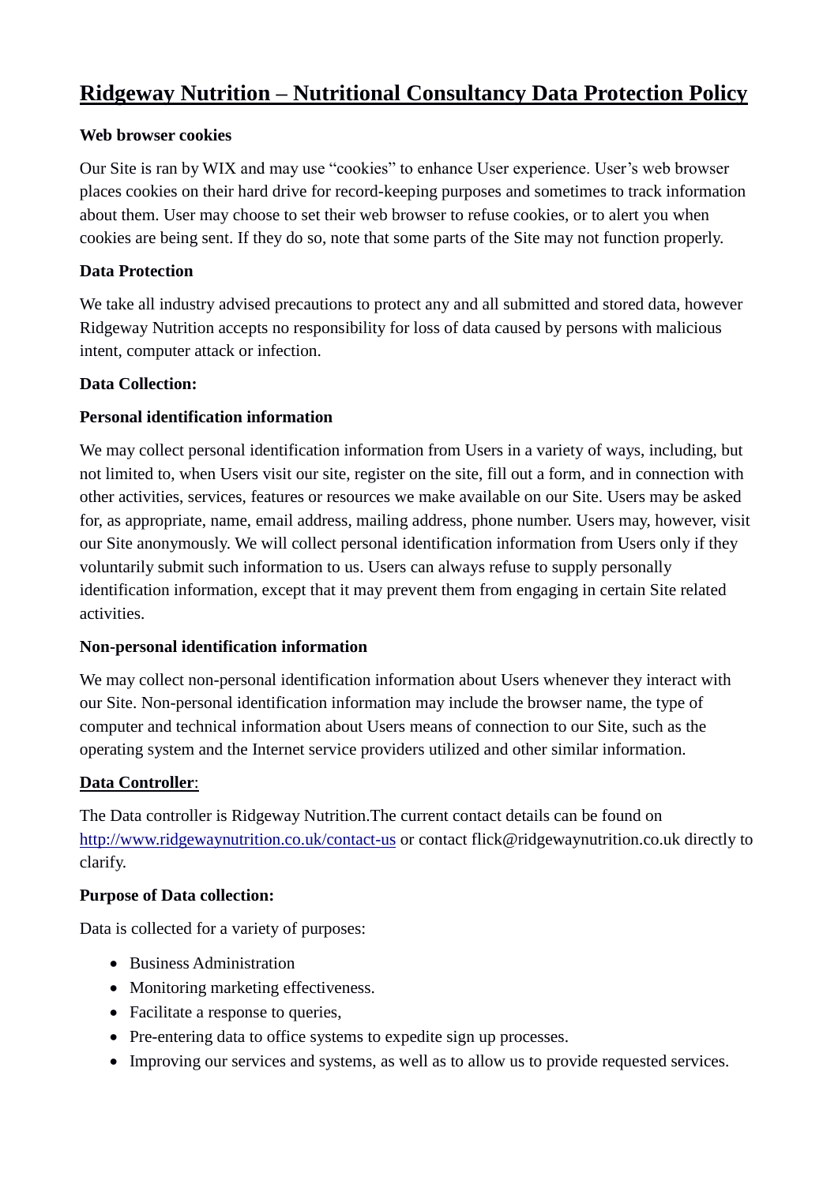# Ridgeway Nutrition – Nutritional Consultancy Data Protection Policy

**Web browser cookies**

Our Site is ran by WIX and may use "cookies" to enhance User experience. User's web browser places cookies on their hard drive for record-keeping purposes and sometimes to track information about them. User may choose to set their web browser to refuse cookies, or to alert you when cookies are being sent. If they do so, note that some parts of the Site may not function properly.

**Data Protection**

We take all industry advised precautions to protect any and all submitted and stored data, however Ridgeway Nutrition accepts no responsibility for loss of data caused by persons with malicious intent, computer attack or infection.

**Data Collection:**

**Personal identification information**

We may collect personal identification information from Users in a variety of ways, including, but not limited to, when Users visit our site, register on the site, fill out a form, and in connection with other activities, services, features or resources we make available on our Site. Users may be asked for, as appropriate, name, email address, mailing address, phone number. Users may, however, visit our Site anonymously. We will collect personal identification information from Users only if they voluntarily submit such information to us. Users can always refuse to supply personally identification information, except that it may prevent them from engaging in certain Site related activities.

**Non-personal identification information**

We may collect non-personal identification information about Users whenever they interact with our Site. Non-personal identification information may include the browser name, the type of computer and technical information about Users means of connection to our Site, such as the operating system and the Internet service providers utilized and other similar information.

**Data Controller**:

The Data controller is Ridgeway Nutrition.The current contact details can be found on http://www.ridgewaynutrition.co.uk/contact-us or contact flick@ridgewaynutrition.co.uk directly to clarify.

**Purpose of Data collection:**

Data is collected for a variety of purposes:

- Business Administration
- Monitoring marketing effectiveness.
- Facilitate a response to queries,
- Pre-entering data to office systems to expedite sign up processes.
- Improving our services and systems, as well as to allow us to provide requested services.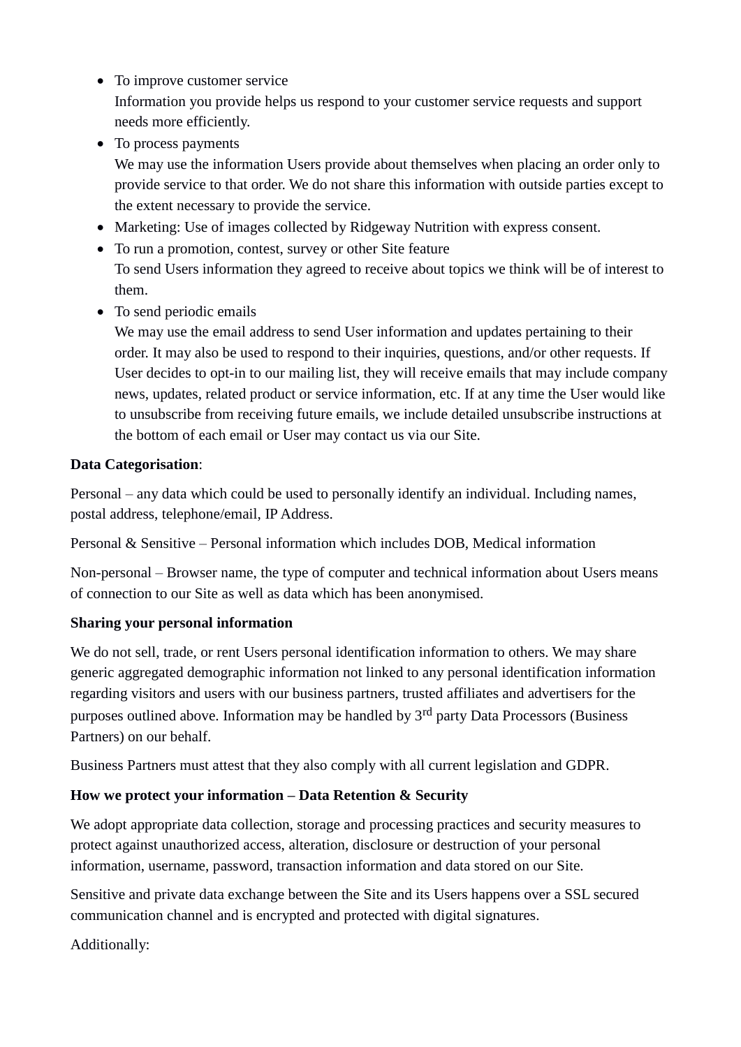- To improve customer service
  Information you provide helps us respond to your customer service requests and support needs more efficiently.
- To process payments
  We may use the information Users provide about themselves when placing an order only to provide service to that order. We do not share this information with outside parties except to the extent necessary to provide the service.
- Marketing: Use of images collected by Ridgeway Nutrition with express consent.
- To run a promotion, contest, survey or other Site feature
  To send Users information they agreed to receive about topics we think will be of interest to them.
- To send periodic emails
  We may use the email address to send User information and updates pertaining to their order. It may also be used to respond to their inquiries, questions, and/or other requests. If User decides to opt-in to our mailing list, they will receive emails that may include company news, updates, related product or service information, etc. If at any time the User would like to unsubscribe from receiving future emails, we include detailed unsubscribe instructions at the bottom of each email or User may contact us via our Site.

**Data Categorisation**:

Personal – any data which could be used to personally identify an individual. Including names, postal address, telephone/email, IP Address.

Personal & Sensitive – Personal information which includes DOB, Medical information

Non-personal – Browser name, the type of computer and technical information about Users means of connection to our Site as well as data which has been anonymised.

**Sharing your personal information**

We do not sell, trade, or rent Users personal identification information to others. We may share generic aggregated demographic information not linked to any personal identification information regarding visitors and users with our business partners, trusted affiliates and advertisers for the purposes outlined above. Information may be handled by 3rd party Data Processors (Business Partners) on our behalf.

Business Partners must attest that they also comply with all current legislation and GDPR.

**How we protect your information – Data Retention & Security**

We adopt appropriate data collection, storage and processing practices and security measures to protect against unauthorized access, alteration, disclosure or destruction of your personal information, username, password, transaction information and data stored on our Site.

Sensitive and private data exchange between the Site and its Users happens over a SSL secured communication channel and is encrypted and protected with digital signatures.

Additionally: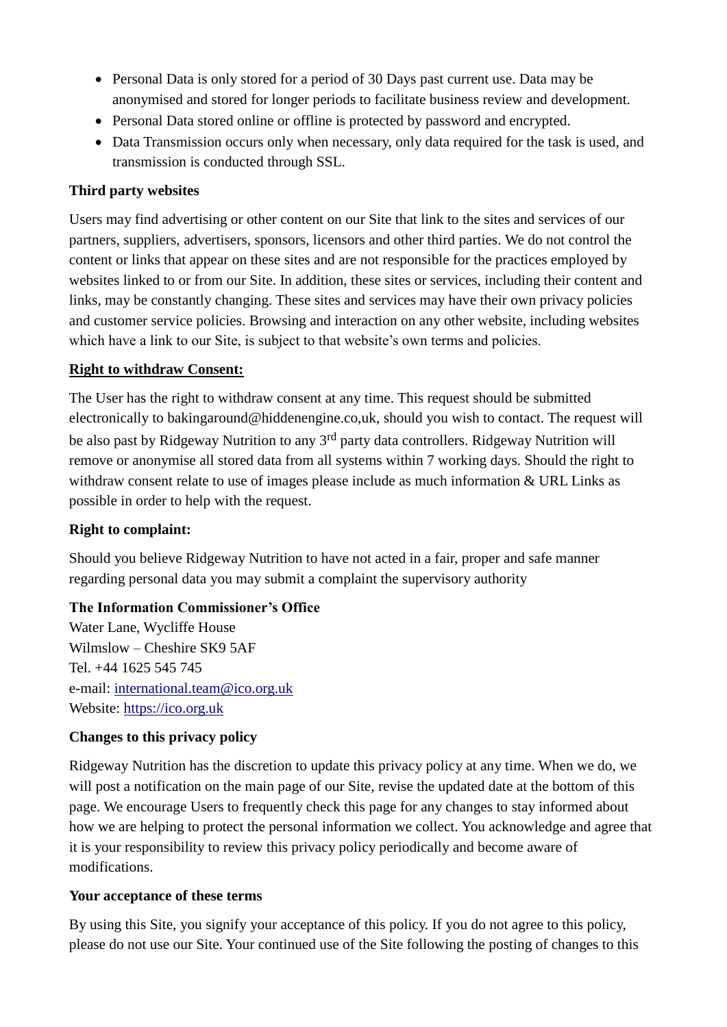- Personal Data is only stored for a period of 30 Days past current use. Data may be anonymised and stored for longer periods to facilitate business review and development.
- Personal Data stored online or offline is protected by password and encrypted.
- Data Transmission occurs only when necessary, only data required for the task is used, and transmission is conducted through SSL.

**Third party websites**

Users may find advertising or other content on our Site that link to the sites and services of our partners, suppliers, advertisers, sponsors, licensors and other third parties. We do not control the content or links that appear on these sites and are not responsible for the practices employed by websites linked to or from our Site. In addition, these sites or services, including their content and links, may be constantly changing. These sites and services may have their own privacy policies and customer service policies. Browsing and interaction on any other website, including websites which have a link to our Site, is subject to that website's own terms and policies.

**Right to withdraw Consent:**

The User has the right to withdraw consent at any time. This request should be submitted electronically to bakingaround@hiddenengine.co,uk, should you wish to contact. The request will be also past by Ridgeway Nutrition to any 3rd party data controllers. Ridgeway Nutrition will remove or anonymise all stored data from all systems within 7 working days. Should the right to withdraw consent relate to use of images please include as much information & URL Links as possible in order to help with the request.

**Right to complaint:**

Should you believe Ridgeway Nutrition to have not acted in a fair, proper and safe manner regarding personal data you may submit a complaint the supervisory authority

**The Information Commissioner's Office**
Water Lane, Wycliffe House
Wilmslow – Cheshire SK9 5AF
Tel. +44 1625 545 745
e-mail: international.team@ico.org.uk
Website: https://ico.org.uk

**Changes to this privacy policy**

Ridgeway Nutrition has the discretion to update this privacy policy at any time. When we do, we will post a notification on the main page of our Site, revise the updated date at the bottom of this page. We encourage Users to frequently check this page for any changes to stay informed about how we are helping to protect the personal information we collect. You acknowledge and agree that it is your responsibility to review this privacy policy periodically and become aware of modifications.

**Your acceptance of these terms**

By using this Site, you signify your acceptance of this policy. If you do not agree to this policy, please do not use our Site. Your continued use of the Site following the posting of changes to this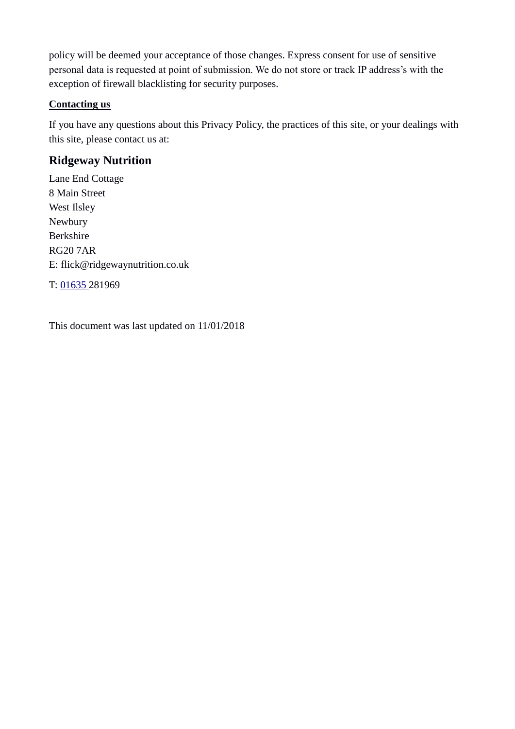policy will be deemed your acceptance of those changes. Express consent for use of sensitive personal data is requested at point of submission. We do not store or track IP address's with the exception of firewall blacklisting for security purposes.

**Contacting us**

If you have any questions about this Privacy Policy, the practices of this site, or your dealings with this site, please contact us at:

## Ridgeway Nutrition

Lane End Cottage
8 Main Street
West Ilsley
Newbury
Berkshire
RG20 7AR
E: flick@ridgewaynutrition.co.uk

T: 01635 281969

This document was last updated on 11/01/2018